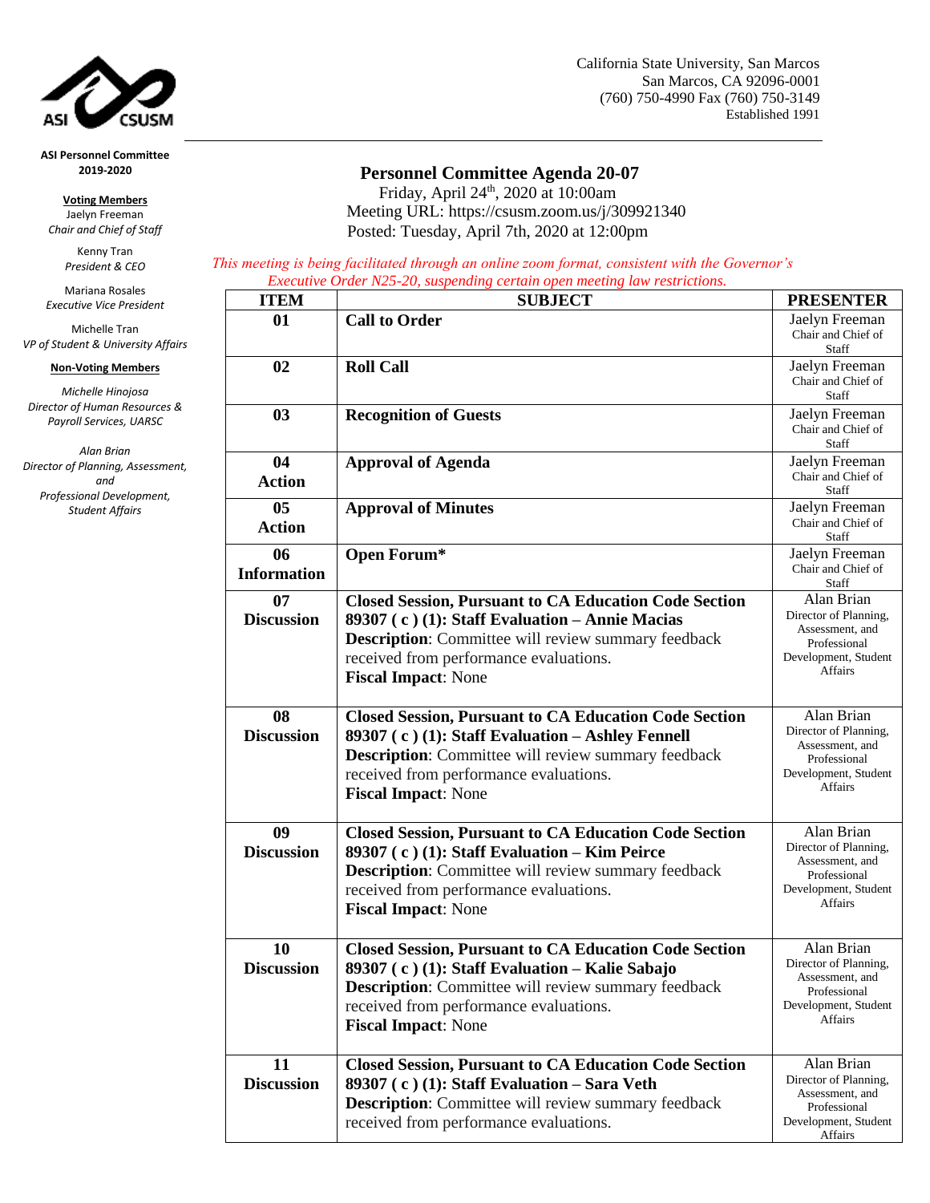California State University, San Marcos
San Marcos, CA 92096-0001
(760) 750-4990 Fax (760) 750-3149
Established 1991

**ASI Personnel Committee 2019-2020**

**Voting Members**

Jaelyn Freeman
*Chair and Chief of Staff*

Kenny Tran
*President & CEO*

Mariana Rosales
*Executive Vice President*

Michelle Tran
*VP of Student & University Affairs*

**Non-Voting Members**

*Michelle Hinojosa*
*Director of Human Resources & Payroll Services, UARSC*

*Alan Brian*
*Director of Planning, Assessment, and Professional Development, Student Affairs*

# Personnel Committee Agenda 20-07

Friday, April 24th, 2020 at 10:00am
Meeting URL: https://csusm.zoom.us/j/309921340
Posted: Tuesday, April 7th, 2020 at 12:00pm

*This meeting is being facilitated through an online zoom format, consistent with the Governor's Executive Order N25-20, suspending certain open meeting law restrictions.*

| ITEM | SUBJECT | PRESENTER |
|---|---|---|
| **01** | **Call to Order** | Jaelyn Freeman<br>Chair and Chief of Staff |
| **02** | **Roll Call** | Jaelyn Freeman<br>Chair and Chief of Staff |
| **03** | **Recognition of Guests** | Jaelyn Freeman<br>Chair and Chief of Staff |
| **04**<br>**Action** | **Approval of Agenda** | Jaelyn Freeman<br>Chair and Chief of Staff |
| **05**<br>**Action** | **Approval of Minutes** | Jaelyn Freeman<br>Chair and Chief of Staff |
| **06**<br>**Information** | **Open Forum*** | Jaelyn Freeman<br>Chair and Chief of Staff |
| **07**<br>**Discussion** | **Closed Session, Pursuant to CA Education Code Section 89307 ( c ) (1): Staff Evaluation – Annie Macias**<br>**Description**: Committee will review summary feedback received from performance evaluations.<br>**Fiscal Impact**: None | Alan Brian<br>Director of Planning, Assessment, and Professional Development, Student Affairs |
| **08**<br>**Discussion** | **Closed Session, Pursuant to CA Education Code Section 89307 ( c ) (1): Staff Evaluation – Ashley Fennell**<br>**Description**: Committee will review summary feedback received from performance evaluations.<br>**Fiscal Impact**: None | Alan Brian<br>Director of Planning, Assessment, and Professional Development, Student Affairs |
| **09**<br>**Discussion** | **Closed Session, Pursuant to CA Education Code Section 89307 ( c ) (1): Staff Evaluation – Kim Peirce**<br>**Description**: Committee will review summary feedback received from performance evaluations.<br>**Fiscal Impact**: None | Alan Brian<br>Director of Planning, Assessment, and Professional Development, Student Affairs |
| **10**<br>**Discussion** | **Closed Session, Pursuant to CA Education Code Section 89307 ( c ) (1): Staff Evaluation – Kalie Sabajo**<br>**Description**: Committee will review summary feedback received from performance evaluations.<br>**Fiscal Impact**: None | Alan Brian<br>Director of Planning, Assessment, and Professional Development, Student Affairs |
| **11**<br>**Discussion** | **Closed Session, Pursuant to CA Education Code Section 89307 ( c ) (1): Staff Evaluation – Sara Veth**<br>**Description**: Committee will review summary feedback received from performance evaluations. | Alan Brian<br>Director of Planning, Assessment, and Professional Development, Student Affairs |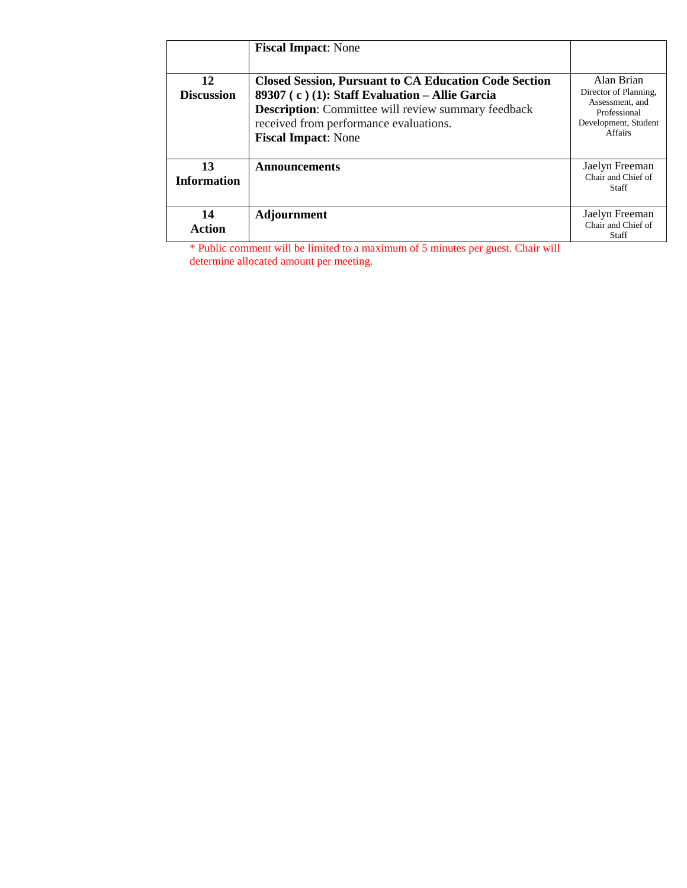| | | |
|---|---|---|
| | **Fiscal Impact**: None | |
| **12**<br>**Discussion** | **Closed Session, Pursuant to CA Education Code Section 89307 ( c ) (1): Staff Evaluation – Allie Garcia**<br>**Description**: Committee will review summary feedback received from performance evaluations.<br>**Fiscal Impact**: None | Alan Brian<br>Director of Planning, Assessment, and Professional Development, Student Affairs |
| **13**<br>**Information** | **Announcements** | Jaelyn Freeman<br>Chair and Chief of Staff |
| **14**<br>**Action** | **Adjournment** | Jaelyn Freeman<br>Chair and Chief of Staff |

* Public comment will be limited to a maximum of 5 minutes per guest. Chair will determine allocated amount per meeting.